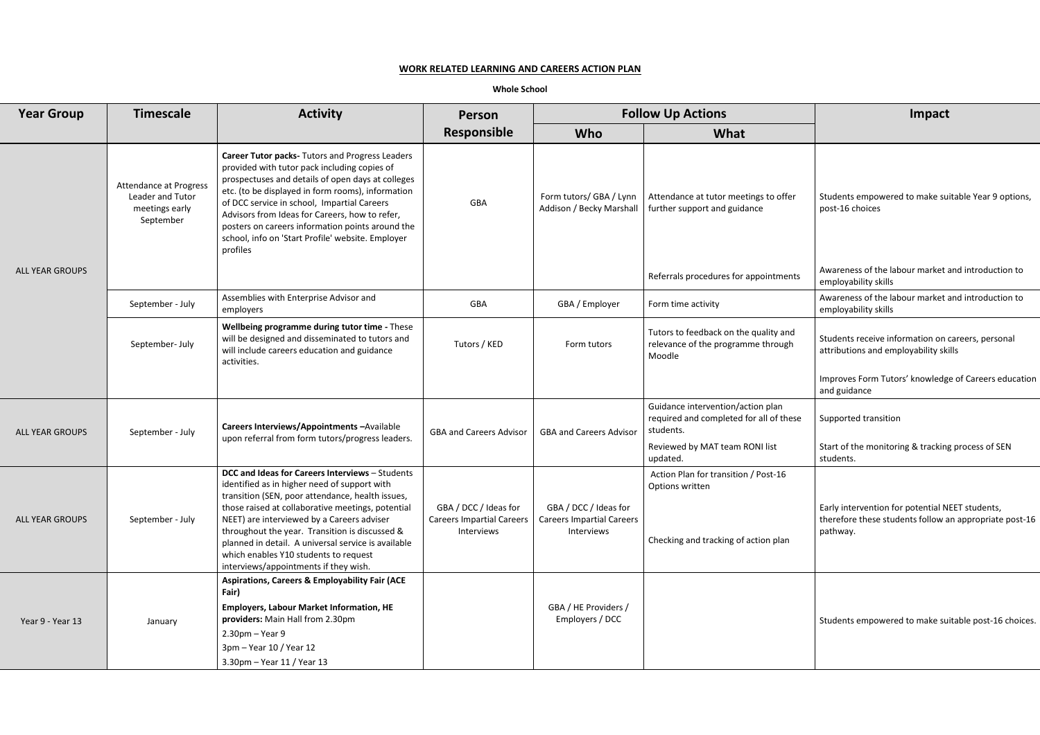## WORK RELATED LEARNING AND CAREERS ACTION PLAN

**Whole School**

| Year Group | Timescale | Activity | Person Responsible | Follow Up Actions | | Impact |
|---|---|---|---|---|---|---|
| | | | | Who | What | |
| ALL YEAR GROUPS | Attendance at Progress Leader and Tutor meetings early September | **Career Tutor packs-** Tutors and Progress Leaders provided with tutor pack including copies of prospectuses and details of open days at colleges etc. (to be displayed in form rooms), information of DCC service in school, Impartial Careers Advisors from Ideas for Careers, how to refer, posters on careers information points around the school, info on 'Start Profile' website. Employer profiles | GBA | Form tutors/ GBA / Lynn Addison / Becky Marshall | Attendance at tutor meetings to offer further support and guidance<br><br>Referrals procedures for appointments | Students empowered to make suitable Year 9 options, post-16 choices<br><br>Awareness of the labour market and introduction to employability skills |
| | September - July | Assemblies with Enterprise Advisor and employers | GBA | GBA / Employer | Form time activity | Awareness of the labour market and introduction to employability skills |
| | September- July | **Wellbeing programme during tutor time -** These will be designed and disseminated to tutors and will include careers education and guidance activities. | Tutors / KED | Form tutors | Tutors to feedback on the quality and relevance of the programme through Moodle | Students receive information on careers, personal attributions and employability skills<br><br>Improves Form Tutors' knowledge of Careers education and guidance |
| ALL YEAR GROUPS | September - July | **Careers Interviews/Appointments –**Available upon referral from form tutors/progress leaders. | GBA and Careers Advisor | GBA and Careers Advisor | Guidance intervention/action plan required and completed for all of these students.<br><br>Reviewed by MAT team RONI list updated. | Supported transition<br><br>Start of the monitoring & tracking process of SEN students. |
| ALL YEAR GROUPS | September - July | **DCC and Ideas for Careers Interviews** – Students identified as in higher need of support with transition (SEN, poor attendance, health issues, those raised at collaborative meetings, potential NEET) are interviewed by a Careers adviser throughout the year. Transition is discussed & planned in detail. A universal service is available which enables Y10 students to request interviews/appointments if they wish. | GBA / DCC / Ideas for Careers Impartial Careers Interviews | GBA / DCC / Ideas for Careers Impartial Careers Interviews | Action Plan for transition / Post-16 Options written<br><br>Checking and tracking of action plan | Early intervention for potential NEET students, therefore these students follow an appropriate post-16 pathway. |
| Year 9 - Year 13 | January | **Aspirations, Careers & Employability Fair (ACE Fair)**<br><br>**Employers, Labour Market Information, HE providers:** Main Hall from 2.30pm<br><br>2.30pm – Year 9<br><br>3pm – Year 10 / Year 12<br><br>3.30pm – Year 11 / Year 13 | | GBA / HE Providers / Employers / DCC | | Students empowered to make suitable post-16 choices. |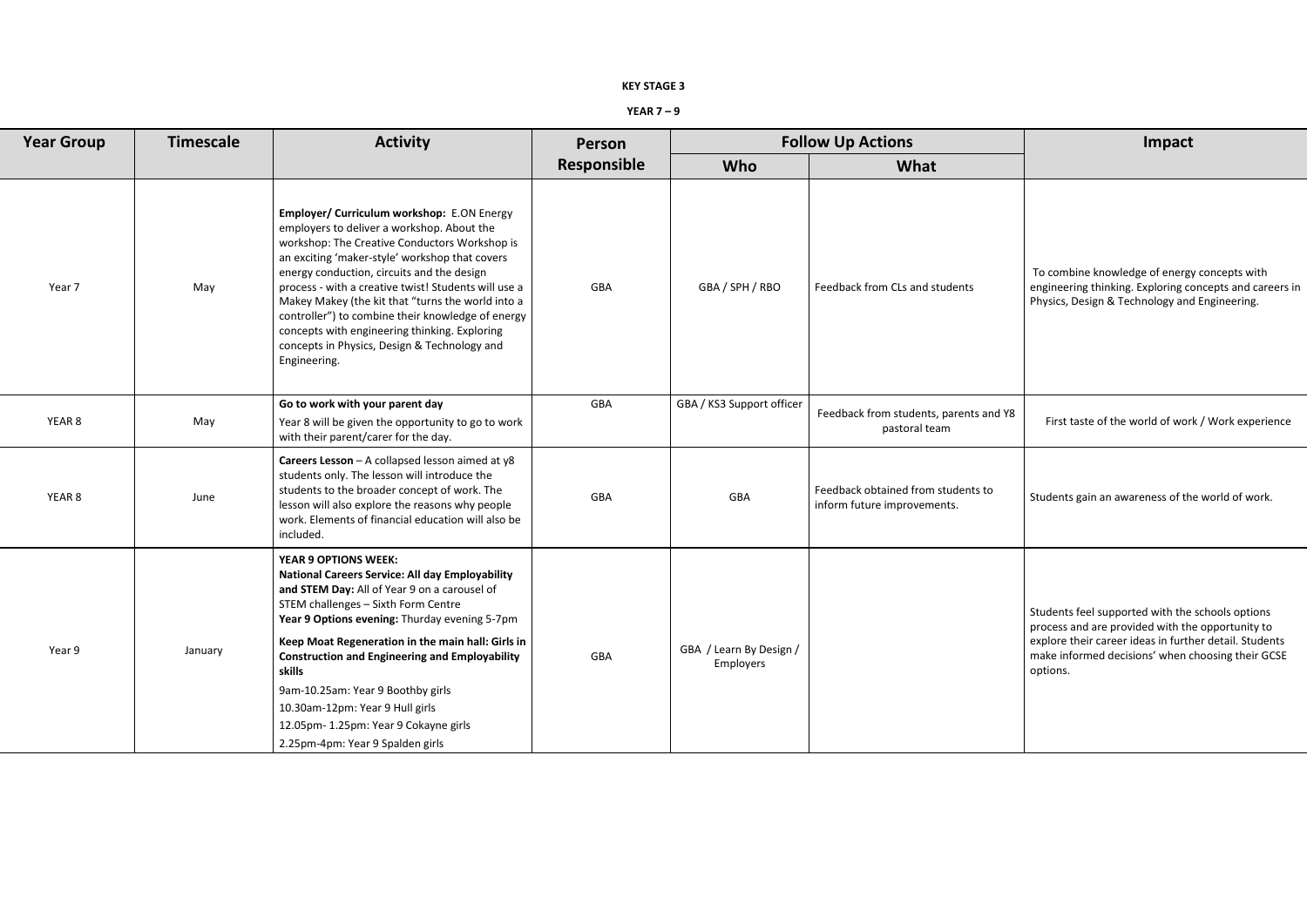**KEY STAGE 3**

**YEAR 7 – 9**

| Year Group | Timescale | Activity | Person Responsible | Follow Up Actions | | Impact |
|---|---|---|---|---|---|---|
| | | | | **Who** | **What** | |
| Year 7 | May | **Employer/ Curriculum workshop:** E.ON Energy employers to deliver a workshop. About the workshop: The Creative Conductors Workshop is an exciting 'maker-style' workshop that covers energy conduction, circuits and the design process - with a creative twist! Students will use a Makey Makey (the kit that "turns the world into a controller") to combine their knowledge of energy concepts with engineering thinking. Exploring concepts in Physics, Design & Technology and Engineering. | GBA | GBA / SPH / RBO | Feedback from CLs and students | To combine knowledge of energy concepts with engineering thinking. Exploring concepts and careers in Physics, Design & Technology and Engineering. |
| YEAR 8 | May | **Go to work with your parent day** Year 8 will be given the opportunity to go to work with their parent/carer for the day. | GBA | GBA / KS3 Support officer | Feedback from students, parents and Y8 pastoral team | First taste of the world of work / Work experience |
| YEAR 8 | June | **Careers Lesson** – A collapsed lesson aimed at y8 students only. The lesson will introduce the students to the broader concept of work. The lesson will also explore the reasons why people work. Elements of financial education will also be included. | GBA | GBA | Feedback obtained from students to inform future improvements. | Students gain an awareness of the world of work. |
| Year 9 | January | **YEAR 9 OPTIONS WEEK:** **National Careers Service: All day Employability and STEM Day:** All of Year 9 on a carousel of STEM challenges – Sixth Form Centre **Year 9 Options evening:** Thurday evening 5-7pm **Keep Moat Regeneration in the main hall: Girls in Construction and Engineering and Employability skills** 9am-10.25am: Year 9 Boothby girls 10.30am-12pm: Year 9 Hull girls 12.05pm- 1.25pm: Year 9 Cokayne girls 2.25pm-4pm: Year 9 Spalden girls | GBA | GBA / Learn By Design / Employers | | Students feel supported with the schools options process and are provided with the opportunity to explore their career ideas in further detail. Students make informed decisions' when choosing their GCSE options. |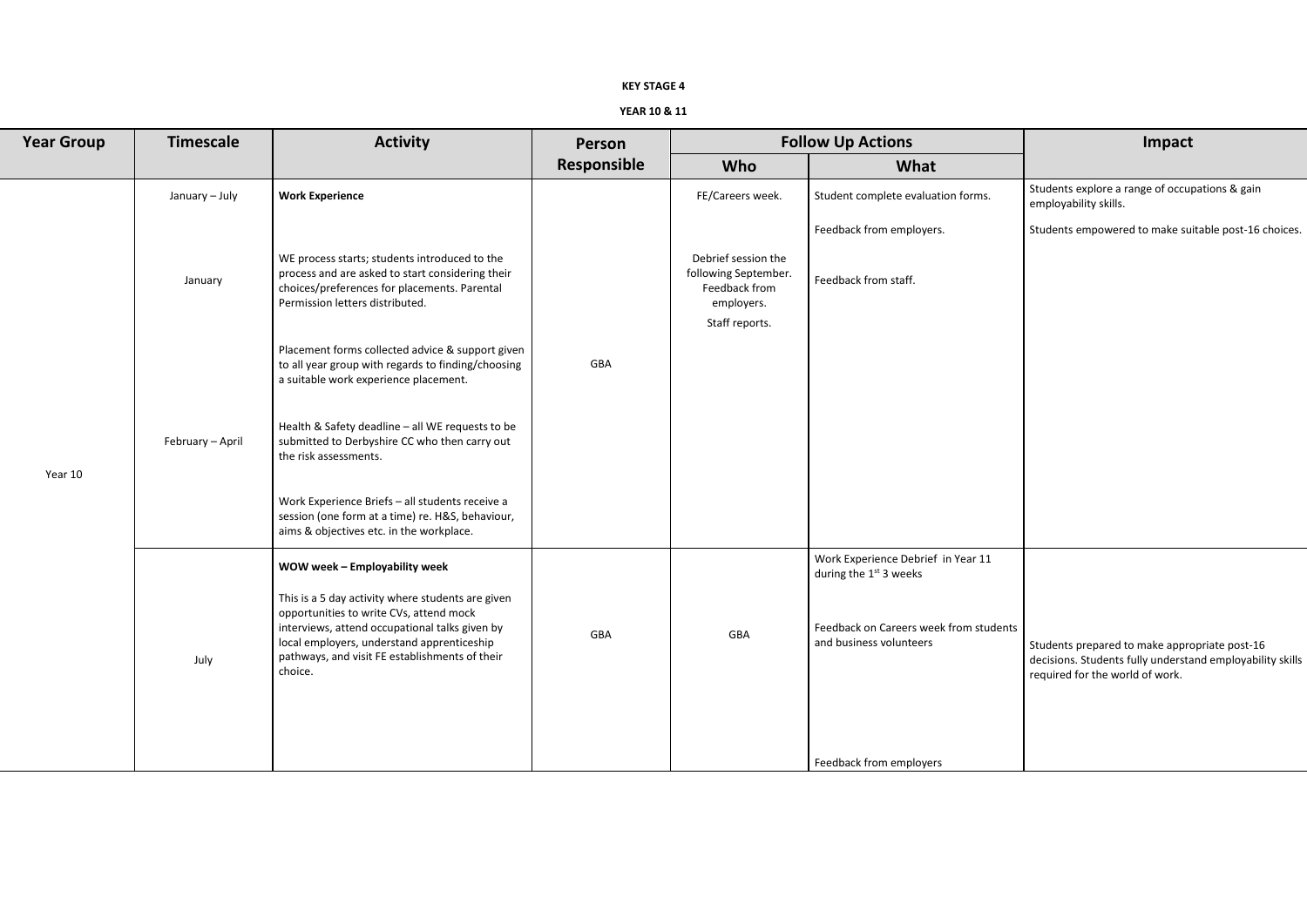**KEY STAGE 4**

**YEAR 10 & 11**

| Year Group | Timescale | Activity | Person Responsible | Follow Up Actions | | Impact |
|---|---|---|---|---|---|---|
| | | | | Who | What | |
| Year 10 | January – July | **Work Experience** | GBA | FE/Careers week. | Student complete evaluation forms. | Students explore a range of occupations & gain employability skills. |
| | | | | | Feedback from employers. | Students empowered to make suitable post-16 choices. |
| | January | WE process starts; students introduced to the process and are asked to start considering their choices/preferences for placements. Parental Permission letters distributed. | | Debrief session the following September. Feedback from employers. Staff reports. | Feedback from staff. | |
| | | Placement forms collected advice & support given to all year group with regards to finding/choosing a suitable work experience placement. | | | | |
| | February – April | Health & Safety deadline – all WE requests to be submitted to Derbyshire CC who then carry out the risk assessments. | | | | |
| | | Work Experience Briefs – all students receive a session (one form at a time) re. H&S, behaviour, aims & objectives etc. in the workplace. | | | | |
| | July | **WOW week – Employability week**<br><br>This is a 5 day activity where students are given opportunities to write CVs, attend mock interviews, attend occupational talks given by local employers, understand apprenticeship pathways, and visit FE establishments of their choice. | GBA | GBA | Work Experience Debrief in Year 11 during the 1st 3 weeks<br><br>Feedback on Careers week from students and business volunteers<br><br>Feedback from employers | Students prepared to make appropriate post-16 decisions. Students fully understand employability skills required for the world of work. |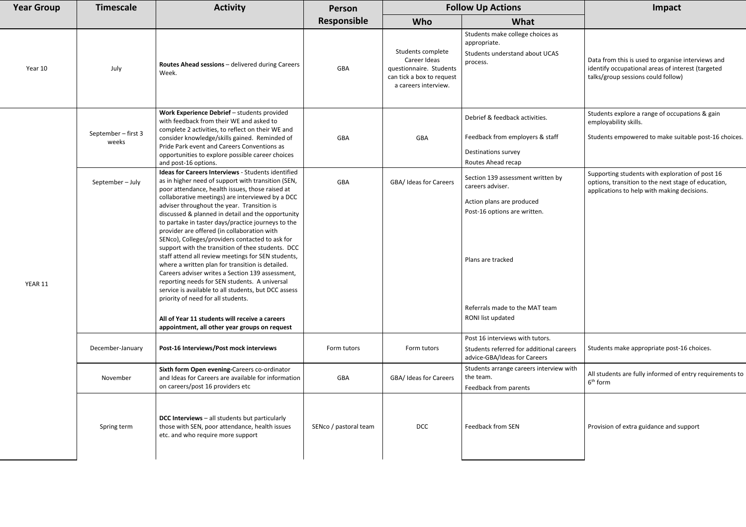| Year Group | Timescale | Activity | Person Responsible | Follow Up Actions | | Impact |
|---|---|---|---|---|---|---|
| | | | | **Who** | **What** | |
| Year 10 | July | **Routes Ahead sessions** – delivered during Careers Week. | GBA | Students complete Career Ideas questionnaire. Students can tick a box to request a careers interview. | Students make college choices as appropriate.<br>Students understand about UCAS process. | Data from this is used to organise interviews and identify occupational areas of interest (targeted talks/group sessions could follow) |
| YEAR 11 | September – first 3 weeks | **Work Experience Debrief** – students provided with feedback from their WE and asked to complete 2 activities, to reflect on their WE and consider knowledge/skills gained. Reminded of Pride Park event and Careers Conventions as opportunities to explore possible career choices and post-16 options. | GBA | GBA | Debrief & feedback activities.<br>Feedback from employers & staff<br>Destinations survey<br>Routes Ahead recap | Students explore a range of occupations & gain employability skills.<br>Students empowered to make suitable post-16 choices. |
| | September – July | **Ideas for Careers Interviews** - Students identified as in higher need of support with transition (SEN, poor attendance, health issues, those raised at collaborative meetings) are interviewed by a DCC adviser throughout the year. Transition is discussed & planned in detail and the opportunity to partake in taster days/practice journeys to the provider are offered (in collaboration with SENco), Colleges/providers contacted to ask for support with the transition of thee students. DCC staff attend all review meetings for SEN students, where a written plan for transition is detailed. Careers adviser writes a Section 139 assessment, reporting needs for SEN students. A universal service is available to all students, but DCC assess priority of need for all students.<br><br>**All of Year 11 students will receive a careers appointment, all other year groups on request** | GBA | GBA/ Ideas for Careers | Section 139 assessment written by careers adviser.<br>Action plans are produced<br>Post-16 options are written.<br>Plans are tracked<br>Referrals made to the MAT team<br>RONI list updated | Supporting students with exploration of post 16 options, transition to the next stage of education, applications to help with making decisions. |
| | December-January | **Post-16 Interviews/Post mock interviews** | Form tutors | Form tutors | Post 16 interviews with tutors.<br>Students referred for additional careers advice-GBA/Ideas for Careers | Students make appropriate post-16 choices. |
| | November | **Sixth form Open evening-**Careers co-ordinator and Ideas for Careers are available for information on careers/post 16 providers etc | GBA | GBA/ Ideas for Careers | Students arrange careers interview with the team.<br>Feedback from parents | All students are fully informed of entry requirements to 6th form |
| | Spring term | **DCC Interviews** – all students but particularly those with SEN, poor attendance, health issues etc. and who require more support | SENco / pastoral team | DCC | Feedback from SEN | Provision of extra guidance and support |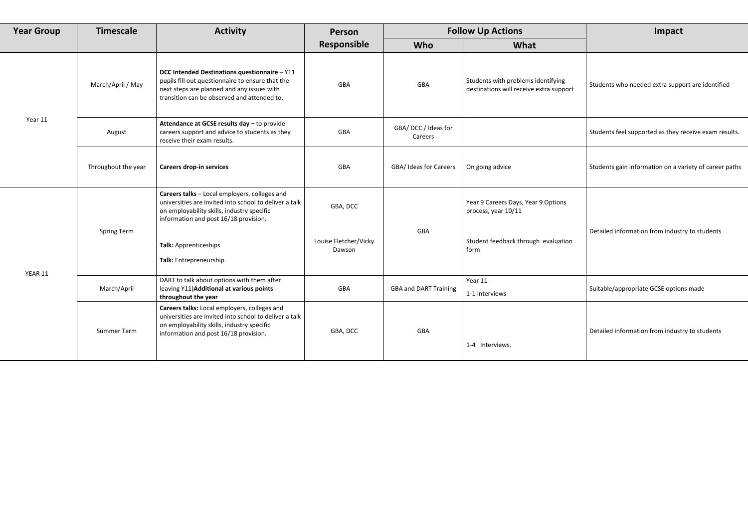| Year Group | Timescale | Activity | Person Responsible | Follow Up Actions | | Impact |
|---|---|---|---|---|---|---|
| | | | | **Who** | **What** | |
| Year 11 | March/April / May | **DCC Intended Destinations questionnaire** – Y11 pupils fill out questionnaire to ensure that the next steps are planned and any issues with transition can be observed and attended to. | GBA | GBA | Students with problems identifying destinations will receive extra support | Students who needed extra support are identified |
| | August | **Attendance at GCSE results day –** to provide careers support and advice to students as they receive their exam results. | GBA | GBA/ DCC / Ideas for Careers | | Students feel supported as they receive exam results. |
| | Throughout the year | **Careers drop-in services** | GBA | GBA/ Ideas for Careers | On going advice | Students gain information on a variety of career paths |
| YEAR 11 | Spring Term | **Careers talks** – Local employers, colleges and universities are invited into school to deliver a talk on employability skills, industry specific information and post 16/18 provision.<br><br>**Talk:** Apprenticeships<br>**Talk:** Entrepreneurship | GBA, DCC<br><br>Louise Fletcher/Vicky Dawson | GBA | Year 9 Careers Days, Year 9 Options process, year 10/11<br><br>Student feedback through evaluation form | Detailed information from industry to students |
| | March/April | DART to talk about options with them after leaving Y11)**Additional at various points throughout the year** | GBA | GBA and DART Training | Year 11<br>1-1 interviews | Suitable/appropriate GCSE options made |
| | Summer Term | **Careers talks:** Local employers, colleges and universities are invited into school to deliver a talk on employability skills, industry specific information and post 16/18 provision. | GBA, DCC | GBA | 1-4 Interviews. | Detailed information from industry to students |